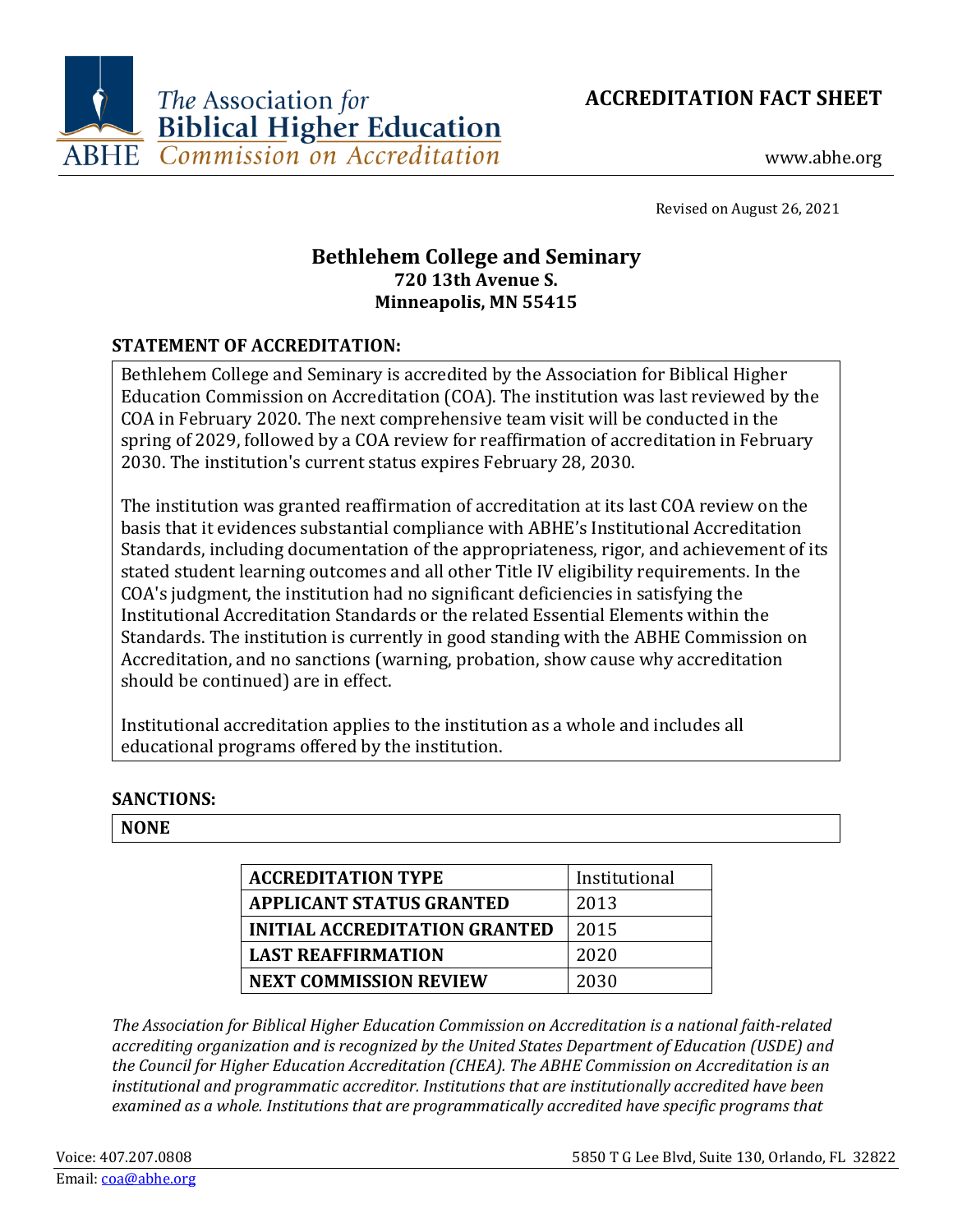The Association for Biblical Higher Education
ABHE Commission on Accreditation

# ACCREDITATION FACT SHEET

www.abhe.org

Revised on August 26, 2021

## Bethlehem College and Seminary
**720 13th Avenue S.**
**Minneapolis, MN 55415**

### STATEMENT OF ACCREDITATION:

Bethlehem College and Seminary is accredited by the Association for Biblical Higher Education Commission on Accreditation (COA). The institution was last reviewed by the COA in February 2020. The next comprehensive team visit will be conducted in the spring of 2029, followed by a COA review for reaffirmation of accreditation in February 2030. The institution's current status expires February 28, 2030.

The institution was granted reaffirmation of accreditation at its last COA review on the basis that it evidences substantial compliance with ABHE's Institutional Accreditation Standards, including documentation of the appropriateness, rigor, and achievement of its stated student learning outcomes and all other Title IV eligibility requirements. In the COA's judgment, the institution had no significant deficiencies in satisfying the Institutional Accreditation Standards or the related Essential Elements within the Standards. The institution is currently in good standing with the ABHE Commission on Accreditation, and no sanctions (warning, probation, show cause why accreditation should be continued) are in effect.

Institutional accreditation applies to the institution as a whole and includes all educational programs offered by the institution.

### SANCTIONS:

**NONE**

| | |
|---|---|
| **ACCREDITATION TYPE** | Institutional |
| **APPLICANT STATUS GRANTED** | 2013 |
| **INITIAL ACCREDITATION GRANTED** | 2015 |
| **LAST REAFFIRMATION** | 2020 |
| **NEXT COMMISSION REVIEW** | 2030 |

*The Association for Biblical Higher Education Commission on Accreditation is a national faith-related accrediting organization and is recognized by the United States Department of Education (USDE) and the Council for Higher Education Accreditation (CHEA). The ABHE Commission on Accreditation is an institutional and programmatic accreditor. Institutions that are institutionally accredited have been examined as a whole. Institutions that are programmatically accredited have specific programs that*

Voice: 407.207.0808
Email: coa@abhe.org

5850 T G Lee Blvd, Suite 130, Orlando, FL 32822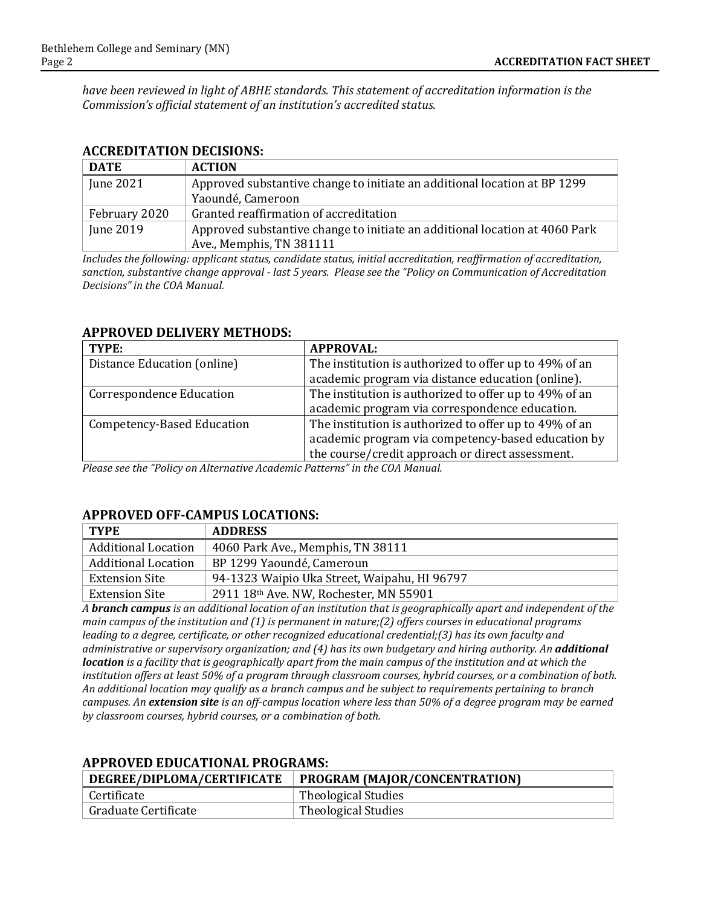*have been reviewed in light of ABHE standards. This statement of accreditation information is the Commission's official statement of an institution's accredited status.*

## ACCREDITATION DECISIONS:

| DATE | ACTION |
|---|---|
| June 2021 | Approved substantive change to initiate an additional location at BP 1299 Yaoundé, Cameroon |
| February 2020 | Granted reaffirmation of accreditation |
| June 2019 | Approved substantive change to initiate an additional location at 4060 Park Ave., Memphis, TN 381111 |

*Includes the following: applicant status, candidate status, initial accreditation, reaffirmation of accreditation, sanction, substantive change approval - last 5 years. Please see the "Policy on Communication of Accreditation Decisions" in the COA Manual.*

## APPROVED DELIVERY METHODS:

| TYPE: | APPROVAL: |
|---|---|
| Distance Education (online) | The institution is authorized to offer up to 49% of an academic program via distance education (online). |
| Correspondence Education | The institution is authorized to offer up to 49% of an academic program via correspondence education. |
| Competency-Based Education | The institution is authorized to offer up to 49% of an academic program via competency-based education by the course/credit approach or direct assessment. |

*Please see the "Policy on Alternative Academic Patterns" in the COA Manual.*

## APPROVED OFF-CAMPUS LOCATIONS:

| TYPE | ADDRESS |
|---|---|
| Additional Location | 4060 Park Ave., Memphis, TN 38111 |
| Additional Location | BP 1299 Yaoundé, Cameroun |
| Extension Site | 94-1323 Waipio Uka Street, Waipahu, HI 96797 |
| Extension Site | 2911 18th Ave. NW, Rochester, MN 55901 |

*A* ***branch campus*** *is an additional location of an institution that is geographically apart and independent of the main campus of the institution and (1) is permanent in nature;(2) offers courses in educational programs leading to a degree, certificate, or other recognized educational credential;(3) has its own faculty and administrative or supervisory organization; and (4) has its own budgetary and hiring authority. An* ***additional location*** *is a facility that is geographically apart from the main campus of the institution and at which the institution offers at least 50% of a program through classroom courses, hybrid courses, or a combination of both. An additional location may qualify as a branch campus and be subject to requirements pertaining to branch campuses. An* ***extension site*** *is an off-campus location where less than 50% of a degree program may be earned by classroom courses, hybrid courses, or a combination of both.*

## APPROVED EDUCATIONAL PROGRAMS:

| DEGREE/DIPLOMA/CERTIFICATE | PROGRAM (MAJOR/CONCENTRATION) |
|---|---|
| Certificate | Theological Studies |
| Graduate Certificate | Theological Studies |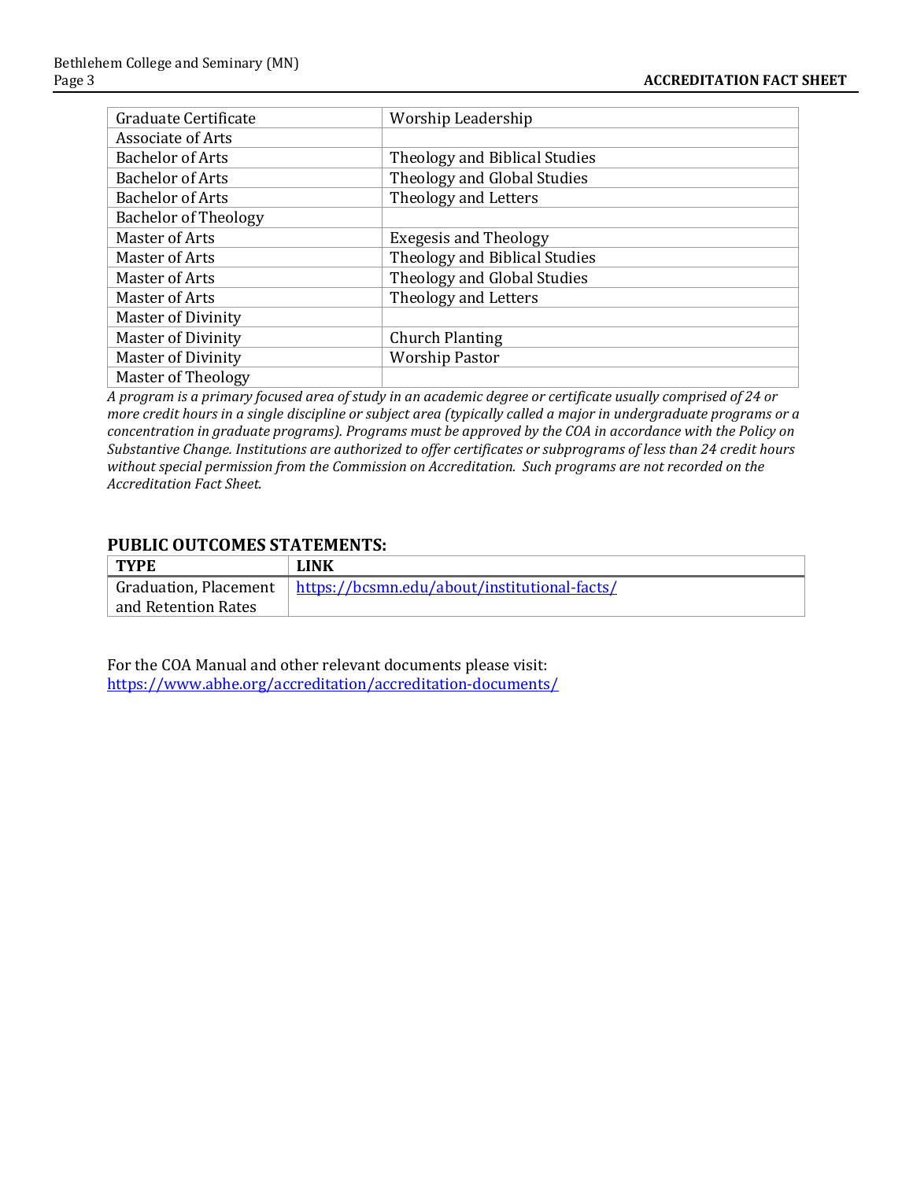| | |
|---|---|
| Graduate Certificate | Worship Leadership |
| Associate of Arts | |
| Bachelor of Arts | Theology and Biblical Studies |
| Bachelor of Arts | Theology and Global Studies |
| Bachelor of Arts | Theology and Letters |
| Bachelor of Theology | |
| Master of Arts | Exegesis and Theology |
| Master of Arts | Theology and Biblical Studies |
| Master of Arts | Theology and Global Studies |
| Master of Arts | Theology and Letters |
| Master of Divinity | |
| Master of Divinity | Church Planting |
| Master of Divinity | Worship Pastor |
| Master of Theology | |

*A program is a primary focused area of study in an academic degree or certificate usually comprised of 24 or more credit hours in a single discipline or subject area (typically called a major in undergraduate programs or a concentration in graduate programs). Programs must be approved by the COA in accordance with the Policy on Substantive Change. Institutions are authorized to offer certificates or subprograms of less than 24 credit hours without special permission from the Commission on Accreditation. Such programs are not recorded on the Accreditation Fact Sheet.*

## PUBLIC OUTCOMES STATEMENTS:

| TYPE | LINK |
|---|---|
| Graduation, Placement and Retention Rates | https://bcsmn.edu/about/institutional-facts/ |

For the COA Manual and other relevant documents please visit:
https://www.abhe.org/accreditation/accreditation-documents/